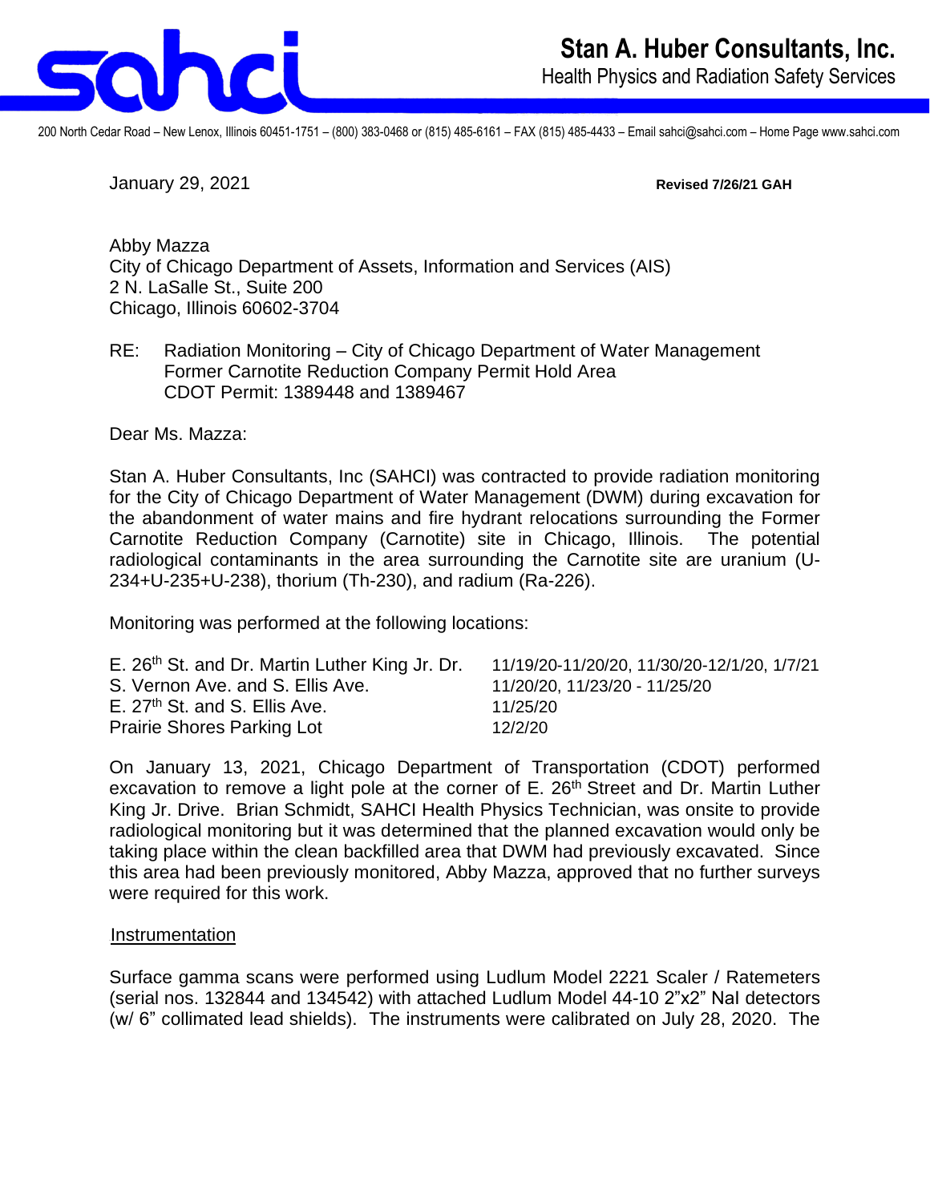**Stan A. Huber Consultants, Inc.**
Health Physics and Radiation Safety Services

200 North Cedar Road – New Lenox, Illinois 60451-1751 – (800) 383-0468 or (815) 485-6161 – FAX (815) 485-4433 – Email sahci@sahci.com – Home Page www.sahci.com

January 29, 2021 **Revised 7/26/21 GAH**

Abby Mazza
City of Chicago Department of Assets, Information and Services (AIS)
2 N. LaSalle St., Suite 200
Chicago, Illinois 60602-3704

RE: Radiation Monitoring – City of Chicago Department of Water Management
Former Carnotite Reduction Company Permit Hold Area
CDOT Permit: 1389448 and 1389467

Dear Ms. Mazza:

Stan A. Huber Consultants, Inc (SAHCI) was contracted to provide radiation monitoring for the City of Chicago Department of Water Management (DWM) during excavation for the abandonment of water mains and fire hydrant relocations surrounding the Former Carnotite Reduction Company (Carnotite) site in Chicago, Illinois. The potential radiological contaminants in the area surrounding the Carnotite site are uranium (U-234+U-235+U-238), thorium (Th-230), and radium (Ra-226).

Monitoring was performed at the following locations:

| | |
|---|---|
| E. 26th St. and Dr. Martin Luther King Jr. Dr. | 11/19/20-11/20/20, 11/30/20-12/1/20, 1/7/21 |
| S. Vernon Ave. and S. Ellis Ave. | 11/20/20, 11/23/20 - 11/25/20 |
| E. 27th St. and S. Ellis Ave. | 11/25/20 |
| Prairie Shores Parking Lot | 12/2/20 |

On January 13, 2021, Chicago Department of Transportation (CDOT) performed excavation to remove a light pole at the corner of E. 26th Street and Dr. Martin Luther King Jr. Drive. Brian Schmidt, SAHCI Health Physics Technician, was onsite to provide radiological monitoring but it was determined that the planned excavation would only be taking place within the clean backfilled area that DWM had previously excavated. Since this area had been previously monitored, Abby Mazza, approved that no further surveys were required for this work.

Instrumentation

Surface gamma scans were performed using Ludlum Model 2221 Scaler / Ratemeters (serial nos. 132844 and 134542) with attached Ludlum Model 44-10 2"x2" NaI detectors (w/ 6" collimated lead shields). The instruments were calibrated on July 28, 2020. The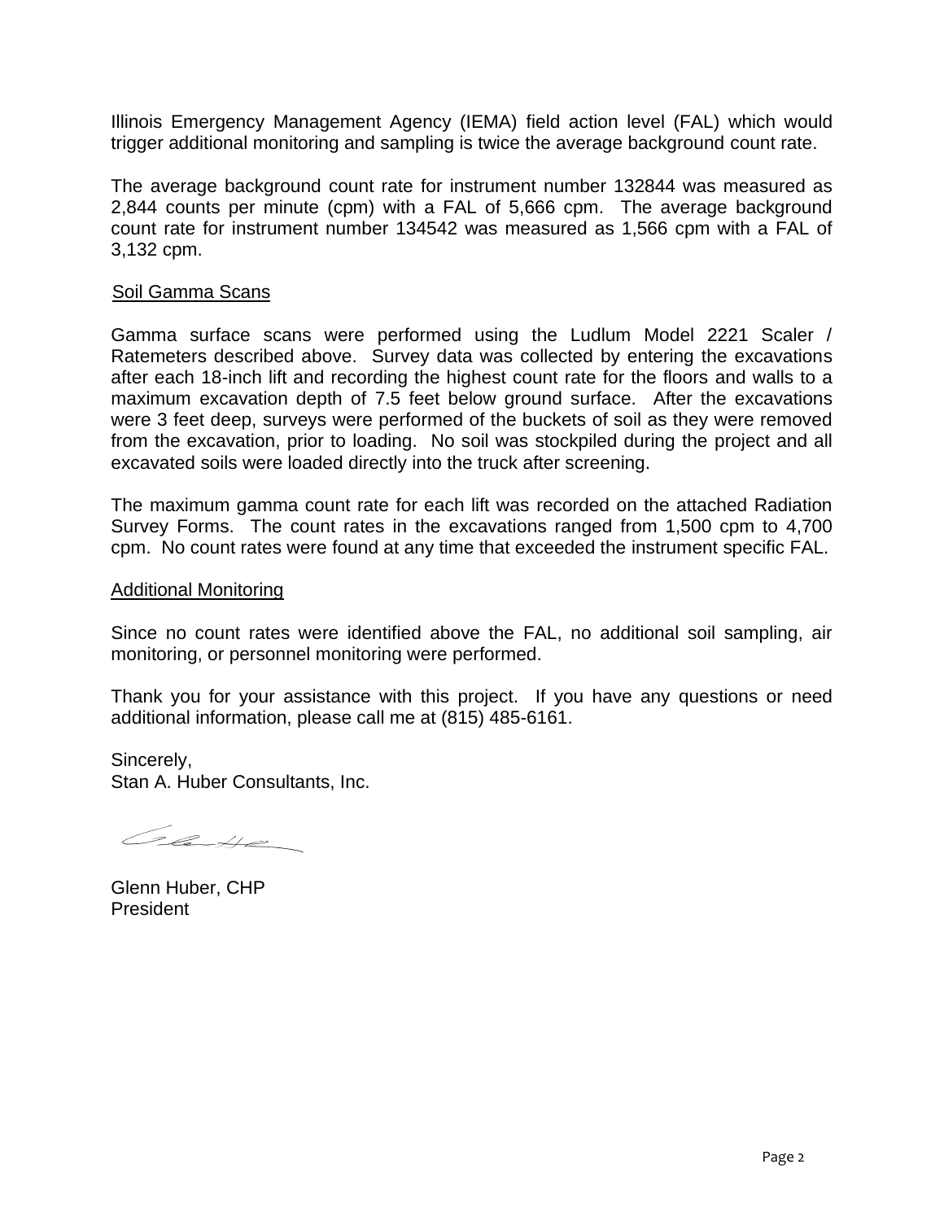Illinois Emergency Management Agency (IEMA) field action level (FAL) which would trigger additional monitoring and sampling is twice the average background count rate.

The average background count rate for instrument number 132844 was measured as 2,844 counts per minute (cpm) with a FAL of 5,666 cpm. The average background count rate for instrument number 134542 was measured as 1,566 cpm with a FAL of 3,132 cpm.

<u>Soil Gamma Scans</u>

Gamma surface scans were performed using the Ludlum Model 2221 Scaler / Ratemeters described above. Survey data was collected by entering the excavations after each 18-inch lift and recording the highest count rate for the floors and walls to a maximum excavation depth of 7.5 feet below ground surface. After the excavations were 3 feet deep, surveys were performed of the buckets of soil as they were removed from the excavation, prior to loading. No soil was stockpiled during the project and all excavated soils were loaded directly into the truck after screening.

The maximum gamma count rate for each lift was recorded on the attached Radiation Survey Forms. The count rates in the excavations ranged from 1,500 cpm to 4,700 cpm. No count rates were found at any time that exceeded the instrument specific FAL.

<u>Additional Monitoring</u>

Since no count rates were identified above the FAL, no additional soil sampling, air monitoring, or personnel monitoring were performed.

Thank you for your assistance with this project. If you have any questions or need additional information, please call me at (815) 485-6161.

Sincerely,
Stan A. Huber Consultants, Inc.

Glenn Huber, CHP
President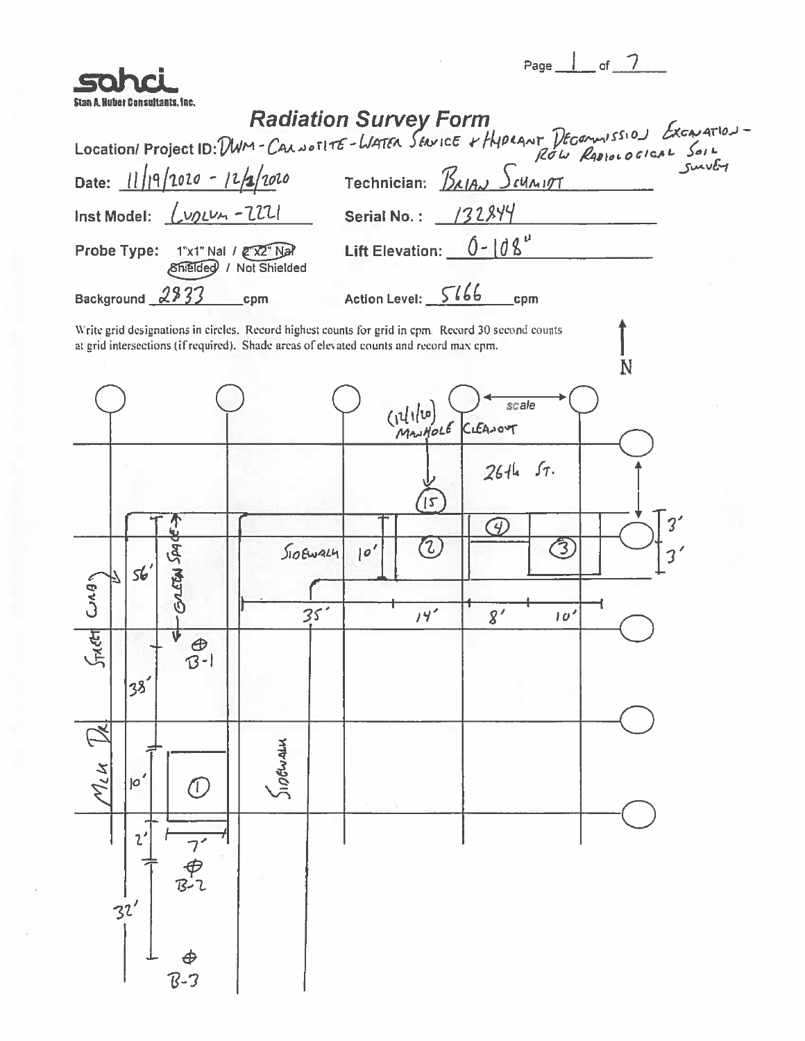**sahci**
Stan A. Huber Consultants, Inc.

# Radiation Survey Form

**Location/ Project ID:** DWM - CARNOTITE - WATER SERVICE + HYDRANT DECOMMISSION EXCAVATION - ROW RADIOLOGICAL SOIL SURVEY

**Date:** 11/19/2020 - 12/2/2020

**Technician:** BRIAN SCHMIDT

**Inst Model:** LUDLUM - 2221

**Serial No.:** 132844

**Probe Type:** 1"x1" NaI / **2"x2" NaI** — **Shielded** / Not Shielded

**Lift Elevation:** 0 - 108"

**Background** 2833 cpm

**Action Level:** 5666 cpm

Write grid designations in circles. Record highest counts for grid in cpm. Record 30 second counts at grid intersections (if required). Shade areas of elevated counts and record max cpm.

N

scale

(12/1/20) MANHOLE CLEANOUT

26th ST.

15

2

3

4

3'

3'

SIDEWALK

10'

35'

14'

8'

10'

56'

GREEN SPACE

STREET CURB

B-1

38'

MLK DR.

10'

1

SIDEWALK

2'

7'

B-2

32'

B-3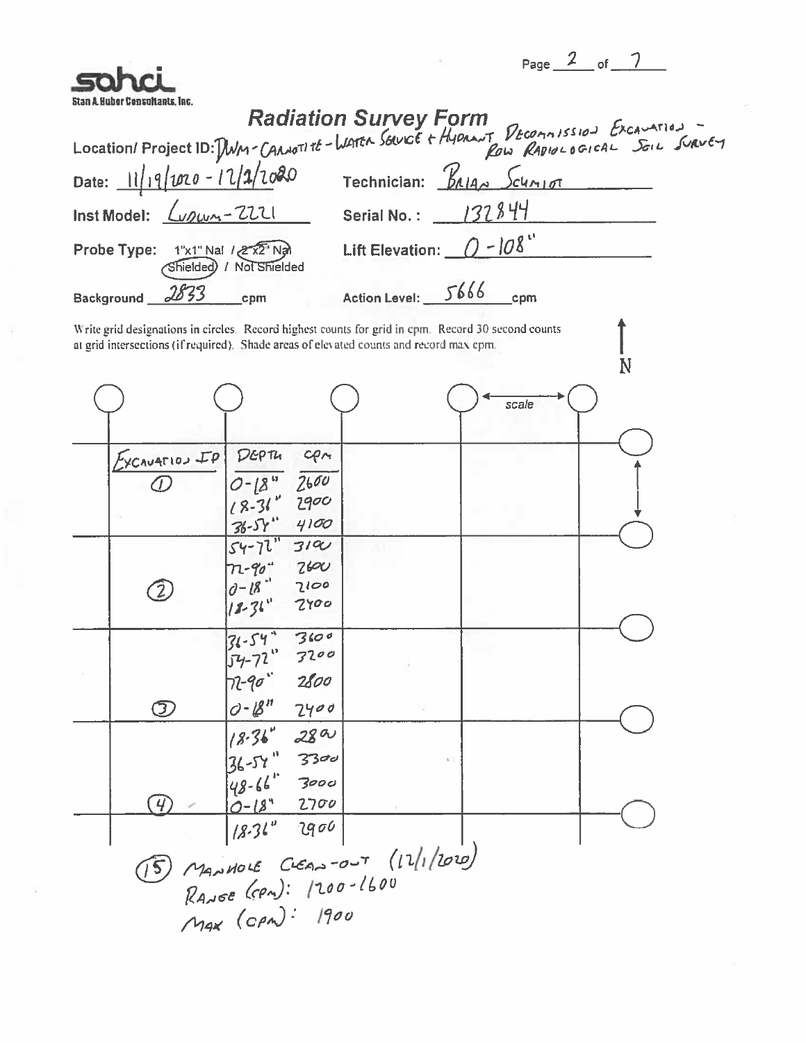**sahci**
Stan A. Huber Consultants, Inc.

# Radiation Survey Form

**Location/ Project ID:** DWM - CARNOTITE - WATER SERVICE + HYDRANT DECOMMISSION EXCAVATION - ROW RADIOLOGICAL SOIL SURVEY

**Date:** 11/19/2020 - 12/2/2020

**Technician:** BRIAN SCHMIDT

**Inst Model:** LUDLUM-2221

**Serial No.:** 132844

**Probe Type:** 1"x1" NaI / 2"x2" NaI (circled: 2"x2" NaI) — Shielded / Not Shielded (circled: Shielded)

**Lift Elevation:** 0 - 108"

**Background:** 2833 cpm

**Action Level:** 5666 cpm

Write grid designations in circles. Record highest counts for grid in cpm. Record 30 second counts at grid intersections (if required). Shade areas of elevated counts and record max cpm.

| EXCAVATION ID | DEPTH | CPM |
|---|---|---|
| 1 | 0-18" | 2600 |
| | 18-36" | 2900 |
| | 36-54" | 4100 |
| | 54-72" | 3100 |
| | 72-90" | 2600 |
| 2 | 0-18" | 2100 |
| | 18-36" | 2400 |
| | 36-54" | 3600 |
| | 54-72" | 3200 |
| | 72-90" | 2800 |
| 3 | 0-18" | 2400 |
| | 18-36" | 2800 |
| | 36-54" | 3300 |
| | 48-66" | 3000 |
| 4 | 0-18" | 2700 |
| | 18-36" | 2900 |

(15) MANHOLE CLEAN-OUT (12/1/2020)
RANGE (CPM): 1200-1600
MAX (CPM): 1900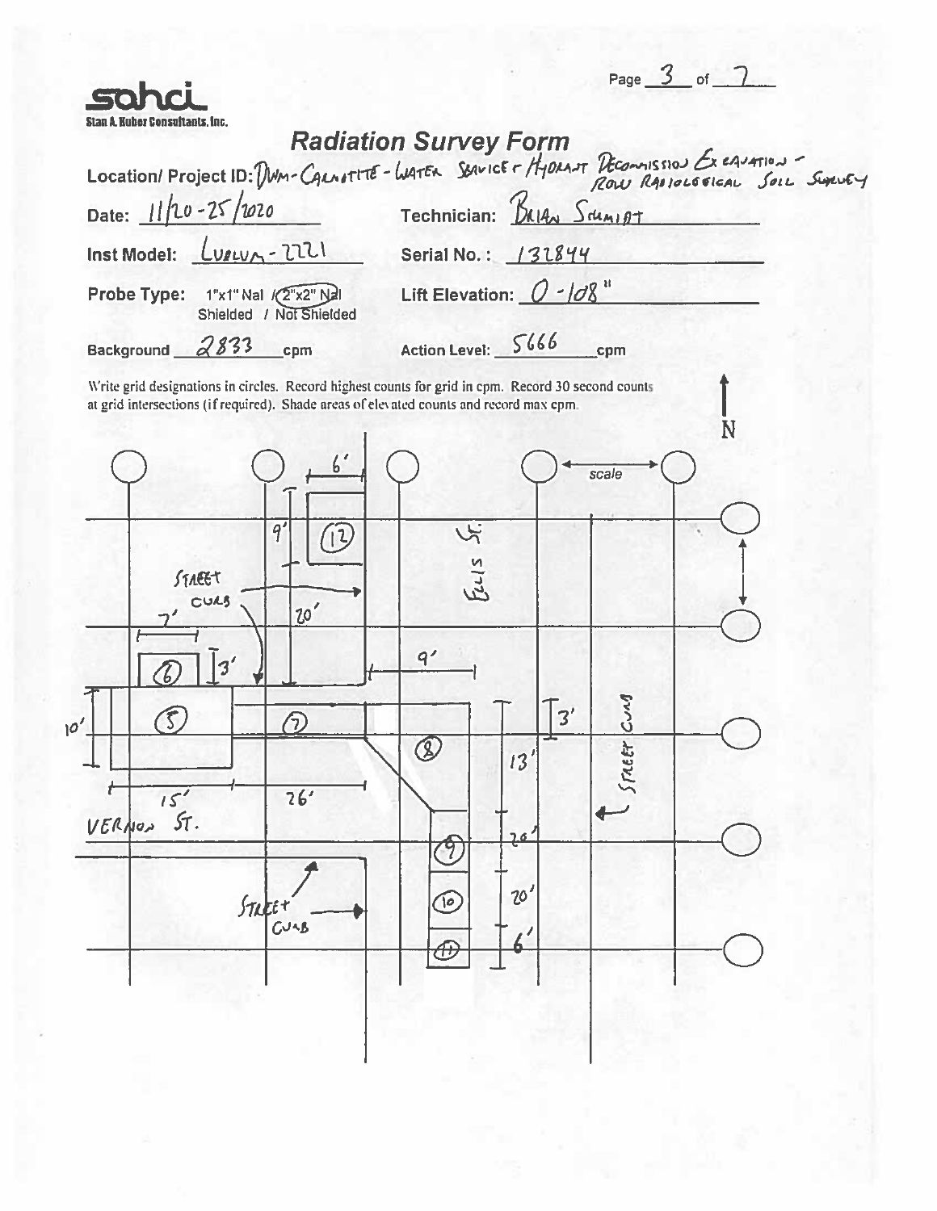**sahci**
Stan A. Huber Consultants, Inc.

# Radiation Survey Form

**Location/ Project ID:** DWM-Carnotite - Water Service + Hydrant Decommission Excavation - ROW Radiological Soil Survey

**Date:** 11/20-25/2020

**Technician:** Brian Schmidt

**Inst Model:** Ludlum-2221

**Serial No.:** 132844

**Probe Type:** 1"x1" NaI / 2"x2" NaI (circled) — Shielded / Not Shielded (circled)

**Lift Elevation:** 0 - 108"

**Background** 2833 cpm

**Action Level:** 5666 cpm

Write grid designations in circles. Record highest counts for grid in cpm. Record 30 second counts at grid intersections (if required). Shade areas of elevated counts and record max cpm.

N

scale

Ellis St.

Vernon St.

Street Curb

Street Curb

Street Curb

Grid areas: 5, 6, 7, 8, 9, 10, 11, 12

Dimensions: 6', 9', 20', 7', 3', 10', 15', 26', 9', 3', 13', 20', 20', 6'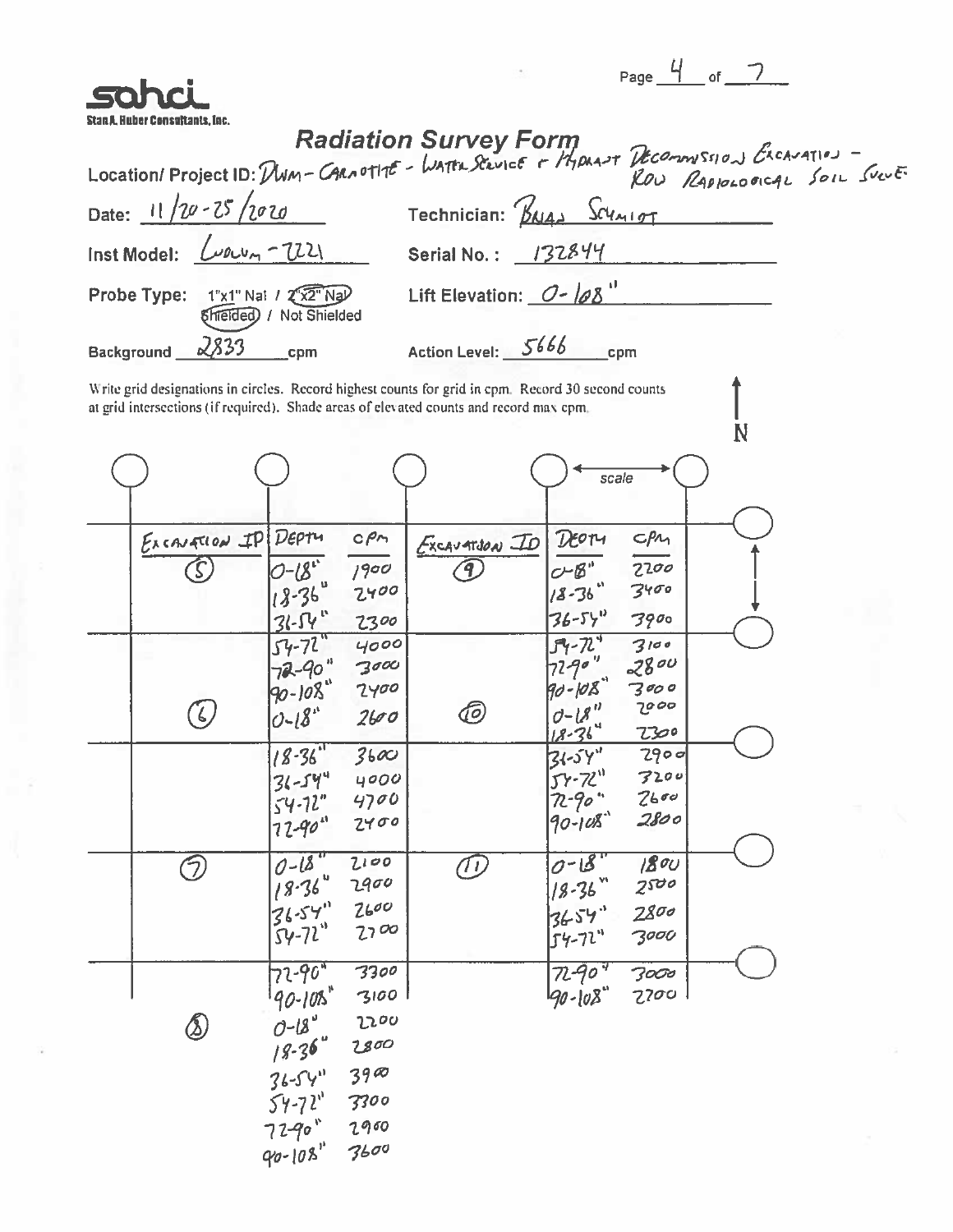**sahci**
Stan A. Huber Consultants, Inc.

# Radiation Survey Form

**Location/ Project ID:** DWM - CARNOTITE - WATER SERVICE & HYDRANT DECOMMISSION EXCAVATION - ROW RADIOLOGICAL SOIL SURVEY

**Date:** 11/20-25/2020 **Technician:** BRIAN SCHMIDT

**Inst Model:** Ludlum - 2221 **Serial No.:** 132844

**Probe Type:** 1"x1" NaI / **2"x2" NaI** — **Shielded** / Not Shielded **Lift Elevation:** 0-108"

**Background:** 2833 cpm **Action Level:** 5666 cpm

Write grid designations in circles. Record highest counts for grid in cpm. Record 30 second counts at grid intersections (if required). Shade areas of elevated counts and record max cpm.

| Excavation ID | Depth | cpm |
|---|---|---|
| 5 | 0-18" | 1900 |
| | 18-36" | 2400 |
| | 36-54" | 2300 |
| | 54-72" | 4000 |
| | 72-90" | 3000 |
| | 90-108" | 2400 |
| 6 | 0-18" | 2600 |
| | 18-36" | 3600 |
| | 36-54" | 4000 |
| | 54-72" | 4700 |
| | 72-90" | 2400 |
| 7 | 0-18" | 2100 |
| | 18-36" | 2900 |
| | 36-54" | 2600 |
| | 54-72" | 2700 |
| | 72-90" | 3300 |
| | 90-108" | 3100 |
| 8 | 0-18" | 2200 |
| | 18-36" | 2800 |
| | 36-54" | 3900 |
| | 54-72" | 3300 |
| | 72-90" | 2900 |
| | 90-108" | 3600 |

| Excavation ID | Depth | cpm |
|---|---|---|
| 9 | 0-18" | 2200 |
| | 18-36" | 3400 |
| | 36-54" | 3900 |
| | 54-72" | 3100 |
| | 72-90" | 2800 |
| | 90-108" | 3000 |
| 10 | 0-18" | 2000 |
| | 18-36" | 2300 |
| | 36-54" | 2900 |
| | 54-72" | 3200 |
| | 72-90" | 2600 |
| | 90-108" | 2800 |
| 11 | 0-18" | 1800 |
| | 18-36" | 2500 |
| | 36-54" | 2800 |
| | 54-72" | 3000 |
| | 72-90" | 3000 |
| | 90-108" | 2700 |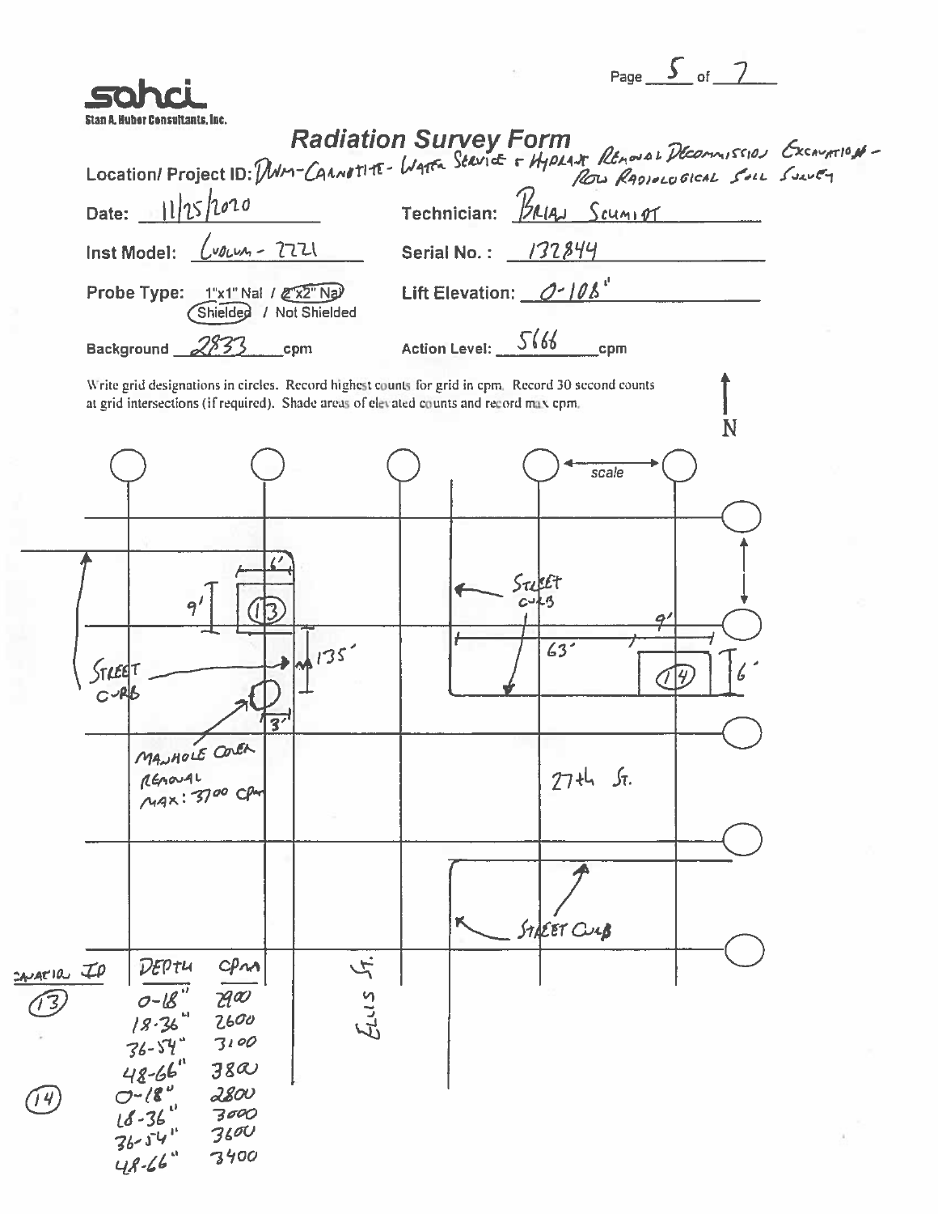**sahci**
Stan A. Huber Consultants, Inc.

# Radiation Survey Form

**Location/ Project ID:** DWM-Carnotite- Water Service & Hydrant Removal Decommission Excavation - ROW Radiological Soil Survey

**Date:** 11/25/2020 **Technician:** Brian Schmidt

**Inst Model:** Ludlum - 2221 **Serial No. :** 132844

**Probe Type:** 1"x1" NaI / 2"x2" NaI (circled) — Shielded (circled) / Not Shielded **Lift Elevation:** 0-108"

**Background** 2833 cpm **Action Level:** 5666 cpm

Write grid designations in circles. Record highest counts for grid in cpm. Record 30 second counts at grid intersections (if required). Shade areas of elevated counts and record max cpm.

N ↑

scale

Street Curb

9'

6'

(13)

135'

Street Curb

Manhole Cover Removal
Max: 3700 cpm

3'

Street Curb

63'

9'

(14)

6'

27th St.

Street Curb

Ellis St.

| Location ID | Depth | CPM |
|---|---|---|
| (13) | 0-18" | 2900 |
| | 18-36" | 2600 |
| | 36-54" | 3100 |
| | 48-66" | 3800 |
| (14) | 0-18" | 2800 |
| | 18-36" | 3000 |
| | 36-54" | 3600 |
| | 48-66" | 3400 |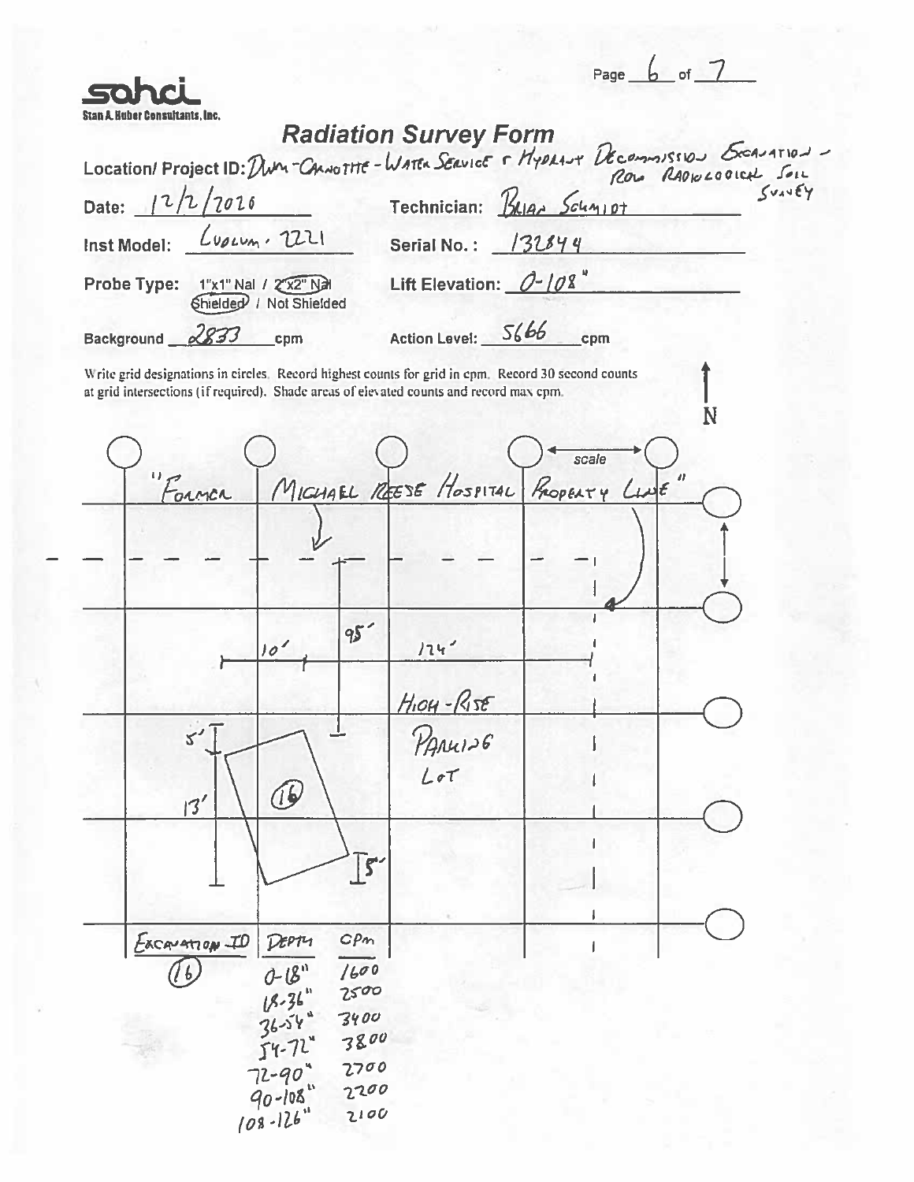**sahci**
Stan A. Huber Consultants, Inc.

# Radiation Survey Form

**Location/ Project ID:** DWM - Carnotite - Water Service & Hydrant Decommission Excavation - ROW Radiological Soil Survey

**Date:** 12/2/2020 **Technician:** Brian Schmidt

**Inst Model:** Ludlum, 2221 **Serial No.:** 132844

**Probe Type:** 1"x1" NaI / **2"x2" NaI** — **Shielded** / Not Shielded **Lift Elevation:** 0-108"

**Background** 2833 cpm **Action Level:** 5666 cpm

Write grid designations in circles. Record highest counts for grid in cpm. Record 30 second counts at grid intersections (if required). Shade areas of elevated counts and record max cpm.

N

scale

"Former Michael Reese Hospital Property Line"

10'

95'

124'

High-Rise Parking Lot

5'

13'

16

5'

| Excavation ID | Depth | CPM |
|---|---|---|
| 16 | 0-18" | 1600 |
| | 18-36" | 2500 |
| | 36-54" | 3400 |
| | 54-72" | 3800 |
| | 72-90" | 2700 |
| | 90-108" | 2200 |
| | 108-126" | 2100 |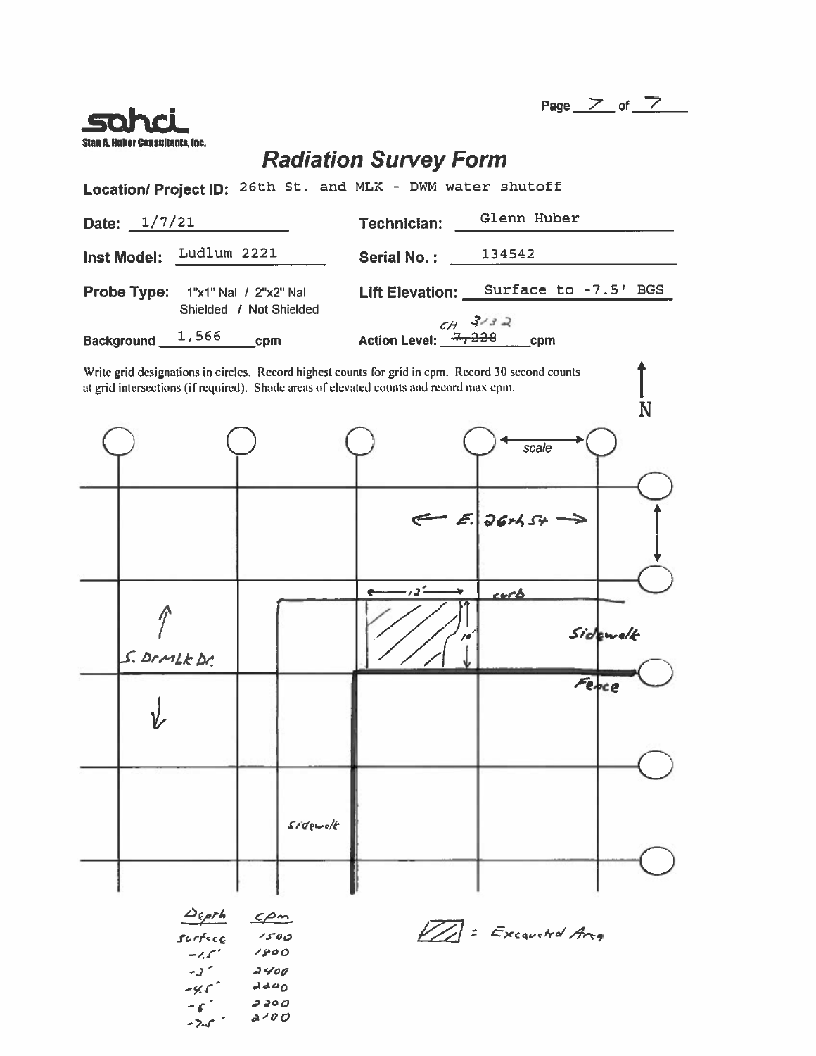**sahci**
Stan A. Huber Consultants, Inc.

# Radiation Survey Form

**Location/ Project ID:** 26th St. and MLK - DWM water shutoff

**Date:** 1/7/21

**Technician:** Glenn Huber

**Inst Model:** Ludlum 2221

**Serial No.:** 134542

**Probe Type:** 1"x1" NaI / 2"x2" NaI
Shielded / Not Shielded

**Lift Elevation:** Surface to -7.5' BGS

**Background** 1,566 cpm

**Action Level:** ~~7,228~~ GH 3132 cpm

Write grid designations in circles. Record highest counts for grid in cpm. Record 30 second counts at grid intersections (if required). Shade areas of elevated counts and record max cpm.

N

scale

← E. 26th St →

12'

10'

curb

Sidewalk

Fence

S. Dr MLK Dr.

Sidewalk

| Depth | cpm |
| --- | --- |
| surface | 1500 |
| -1.5' | 1800 |
| -3' | 2400 |
| -4.5' | 2200 |
| -6' | 2200 |
| -7.5' | 2100 |

= Excavated Area